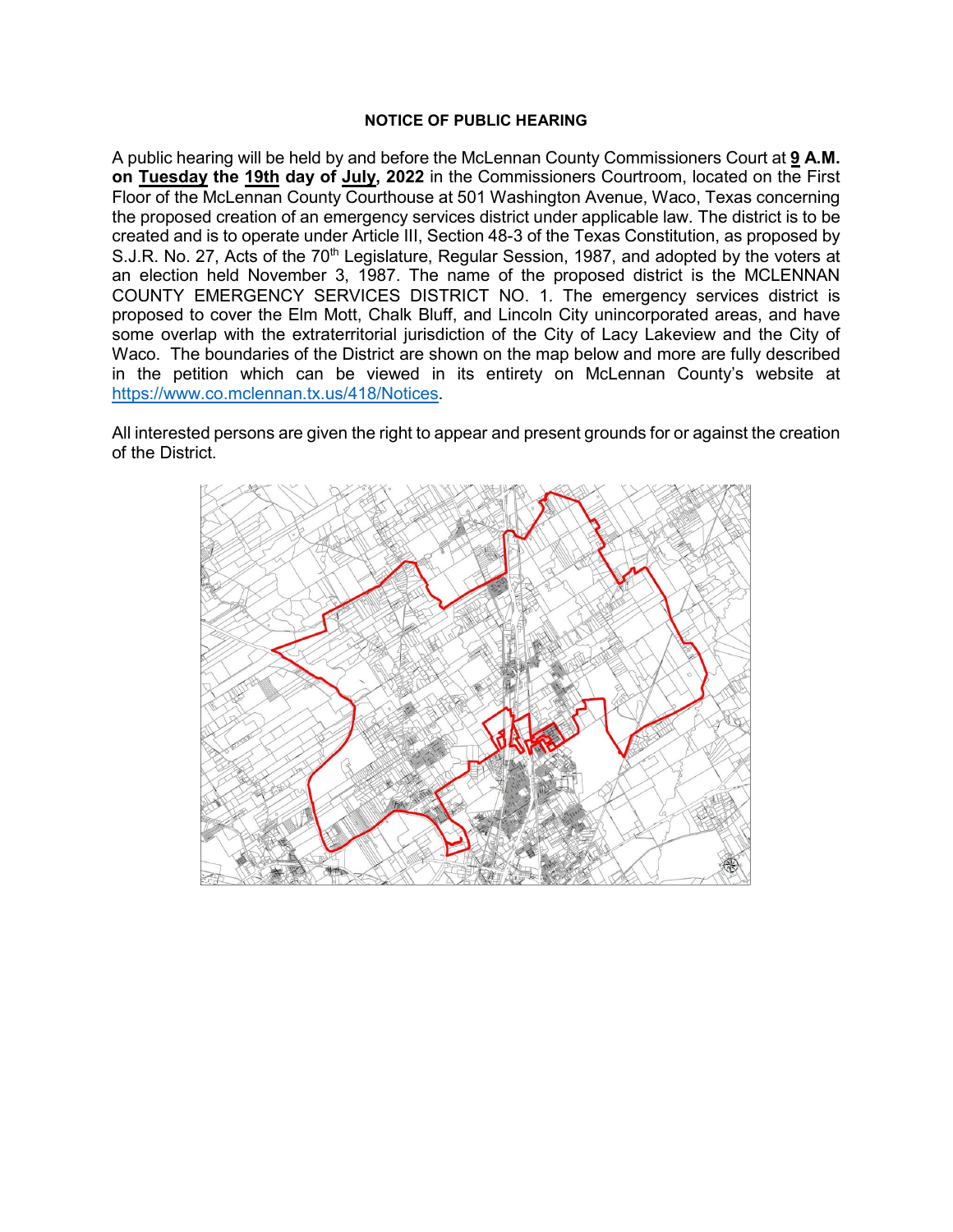**NOTICE OF PUBLIC HEARING**

A public hearing will be held by and before the McLennan County Commissioners Court at **9 A.M. on Tuesday the 19th day of July, 2022** in the Commissioners Courtroom, located on the First Floor of the McLennan County Courthouse at 501 Washington Avenue, Waco, Texas concerning the proposed creation of an emergency services district under applicable law. The district is to be created and is to operate under Article III, Section 48-3 of the Texas Constitution, as proposed by S.J.R. No. 27, Acts of the 70th Legislature, Regular Session, 1987, and adopted by the voters at an election held November 3, 1987. The name of the proposed district is the MCLENNAN COUNTY EMERGENCY SERVICES DISTRICT NO. 1. The emergency services district is proposed to cover the Elm Mott, Chalk Bluff, and Lincoln City unincorporated areas, and have some overlap with the extraterritorial jurisdiction of the City of Lacy Lakeview and the City of Waco. The boundaries of the District are shown on the map below and more are fully described in the petition which can be viewed in its entirety on McLennan County's website at https://www.co.mclennan.tx.us/418/Notices.

All interested persons are given the right to appear and present grounds for or against the creation of the District.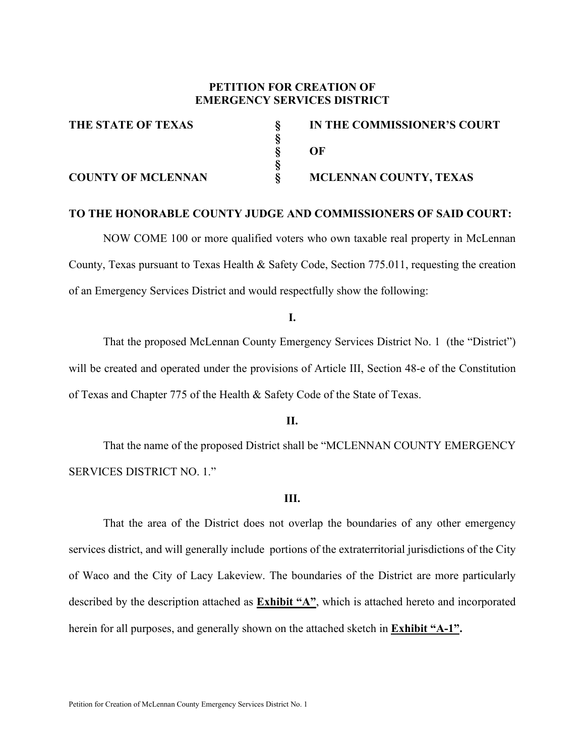**PETITION FOR CREATION OF EMERGENCY SERVICES DISTRICT**

| **THE STATE OF TEXAS** | **§** | **IN THE COMMISSIONER'S COURT** |
|---|---|---|
| | **§** | |
| | **§** | **OF** |
| | **§** | |
| **COUNTY OF MCLENNAN** | **§** | **MCLENNAN COUNTY, TEXAS** |

**TO THE HONORABLE COUNTY JUDGE AND COMMISSIONERS OF SAID COURT:**

NOW COME 100 or more qualified voters who own taxable real property in McLennan County, Texas pursuant to Texas Health & Safety Code, Section 775.011, requesting the creation of an Emergency Services District and would respectfully show the following:

**I.**

That the proposed McLennan County Emergency Services District No. 1 (the "District") will be created and operated under the provisions of Article III, Section 48-e of the Constitution of Texas and Chapter 775 of the Health & Safety Code of the State of Texas.

**II.**

That the name of the proposed District shall be "MCLENNAN COUNTY EMERGENCY SERVICES DISTRICT NO. 1."

**III.**

That the area of the District does not overlap the boundaries of any other emergency services district, and will generally include portions of the extraterritorial jurisdictions of the City of Waco and the City of Lacy Lakeview. The boundaries of the District are more particularly described by the description attached as **Exhibit "A"**, which is attached hereto and incorporated herein for all purposes, and generally shown on the attached sketch in **Exhibit "A-1".**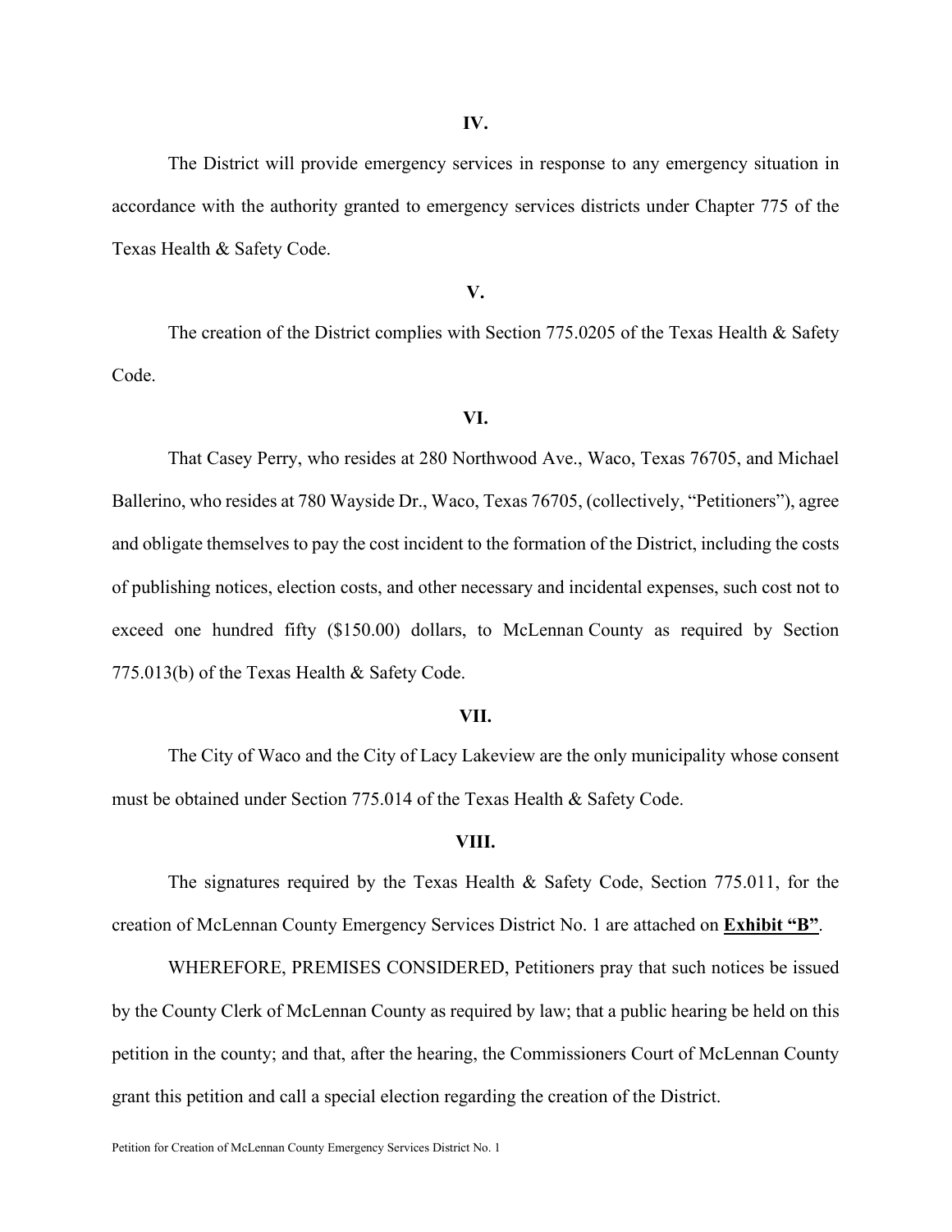**IV.**

The District will provide emergency services in response to any emergency situation in accordance with the authority granted to emergency services districts under Chapter 775 of the Texas Health & Safety Code.

**V.**

The creation of the District complies with Section 775.0205 of the Texas Health & Safety Code.

**VI.**

That Casey Perry, who resides at 280 Northwood Ave., Waco, Texas 76705, and Michael Ballerino, who resides at 780 Wayside Dr., Waco, Texas 76705, (collectively, "Petitioners"), agree and obligate themselves to pay the cost incident to the formation of the District, including the costs of publishing notices, election costs, and other necessary and incidental expenses, such cost not to exceed one hundred fifty ($150.00) dollars, to McLennan County as required by Section 775.013(b) of the Texas Health & Safety Code.

**VII.**

The City of Waco and the City of Lacy Lakeview are the only municipality whose consent must be obtained under Section 775.014 of the Texas Health & Safety Code.

**VIII.**

The signatures required by the Texas Health & Safety Code, Section 775.011, for the creation of McLennan County Emergency Services District No. 1 are attached on **Exhibit "B"**.

WHEREFORE, PREMISES CONSIDERED, Petitioners pray that such notices be issued by the County Clerk of McLennan County as required by law; that a public hearing be held on this petition in the county; and that, after the hearing, the Commissioners Court of McLennan County grant this petition and call a special election regarding the creation of the District.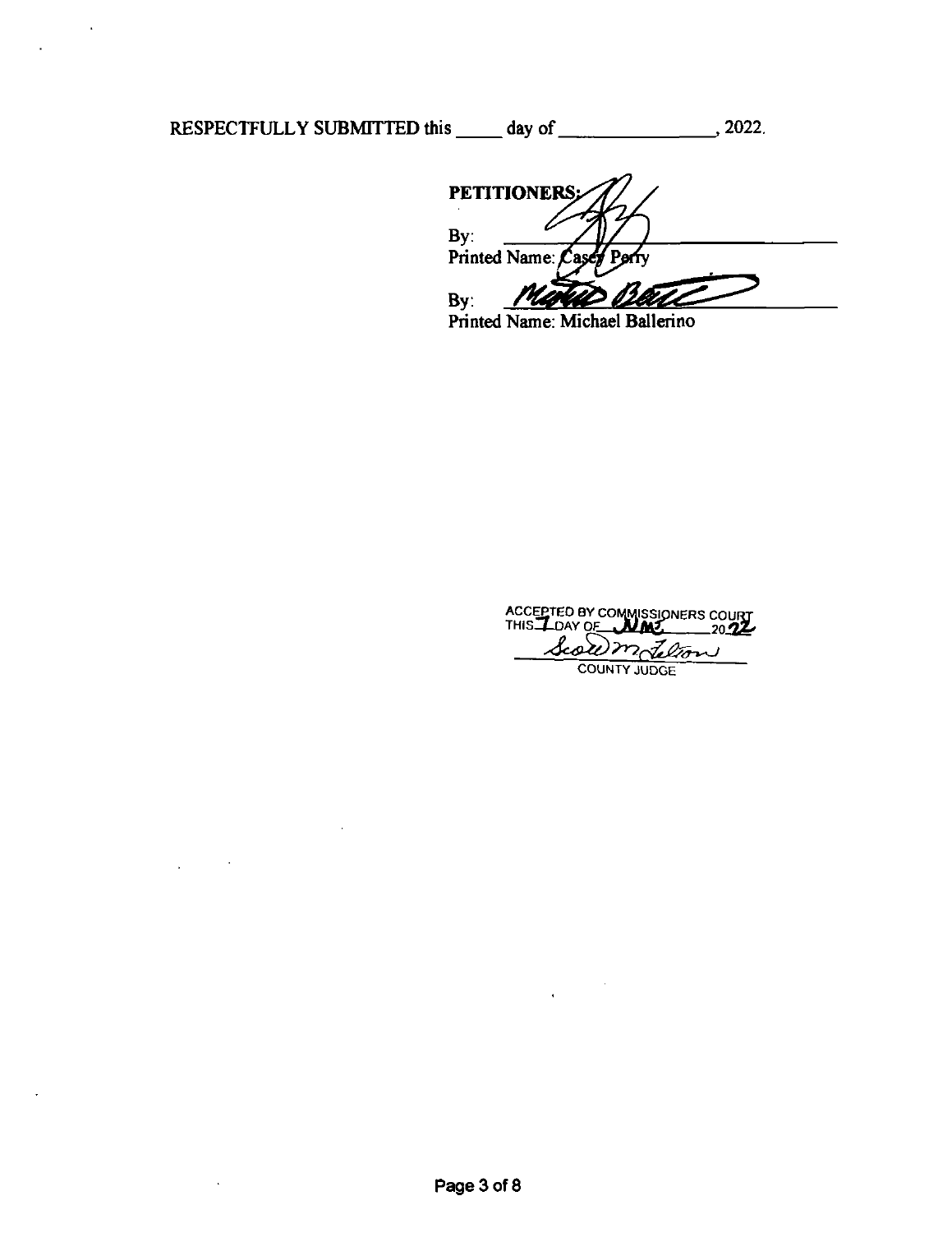RESPECTFULLY SUBMITTED this _____ day of _______________, 2022.

**PETITIONERS:**

By: ______________________________
Printed Name: Casey Perry

By: ______________________________
Printed Name: Michael Ballerino

ACCEPTED BY COMMISSIONERS COURT
THIS 7 DAY OF JUNE 2022

______________________________
COUNTY JUDGE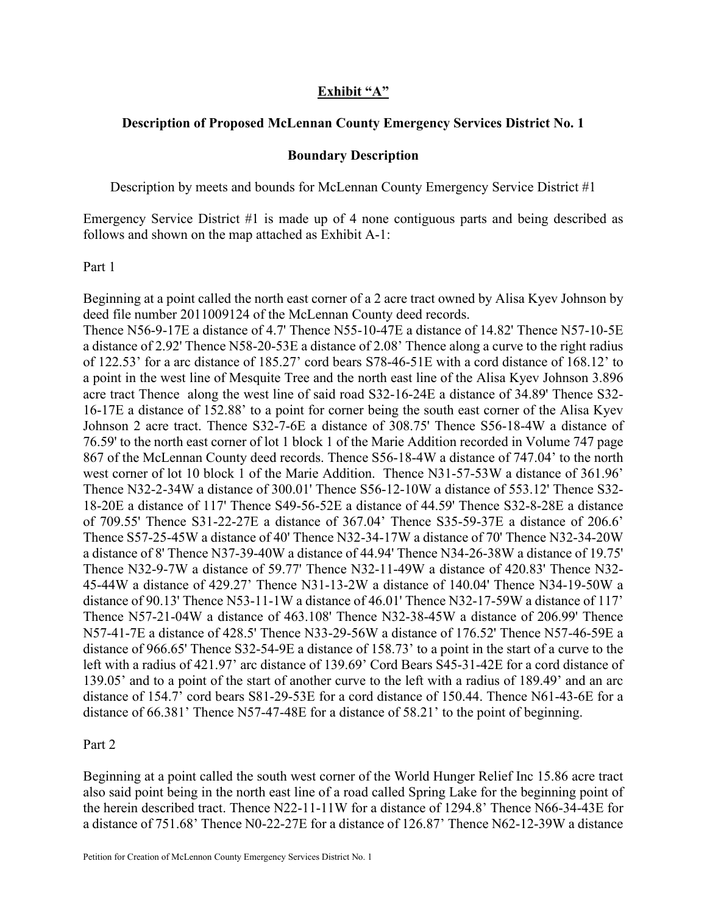**Exhibit "A"**

**Description of Proposed McLennan County Emergency Services District No. 1**

**Boundary Description**

Description by meets and bounds for McLennan County Emergency Service District #1

Emergency Service District #1 is made up of 4 none contiguous parts and being described as follows and shown on the map attached as Exhibit A-1:

Part 1

Beginning at a point called the north east corner of a 2 acre tract owned by Alisa Kyev Johnson by deed file number 2011009124 of the McLennan County deed records.
Thence N56-9-17E a distance of 4.7' Thence N55-10-47E a distance of 14.82' Thence N57-10-5E a distance of 2.92' Thence N58-20-53E a distance of 2.08' Thence along a curve to the right radius of 122.53' for a arc distance of 185.27' cord bears S78-46-51E with a cord distance of 168.12' to a point in the west line of Mesquite Tree and the north east line of the Alisa Kyev Johnson 3.896 acre tract Thence along the west line of said road S32-16-24E a distance of 34.89' Thence S32-16-17E a distance of 152.88' to a point for corner being the south east corner of the Alisa Kyev Johnson 2 acre tract. Thence S32-7-6E a distance of 308.75' Thence S56-18-4W a distance of 76.59' to the north east corner of lot 1 block 1 of the Marie Addition recorded in Volume 747 page 867 of the McLennan County deed records. Thence S56-18-4W a distance of 747.04' to the north west corner of lot 10 block 1 of the Marie Addition. Thence N31-57-53W a distance of 361.96' Thence N32-2-34W a distance of 300.01' Thence S56-12-10W a distance of 553.12' Thence S32-18-20E a distance of 117' Thence S49-56-52E a distance of 44.59' Thence S32-8-28E a distance of 709.55' Thence S31-22-27E a distance of 367.04' Thence S35-59-37E a distance of 206.6' Thence S57-25-45W a distance of 40' Thence N32-34-17W a distance of 70' Thence N32-34-20W a distance of 8' Thence N37-39-40W a distance of 44.94' Thence N34-26-38W a distance of 19.75' Thence N32-9-7W a distance of 59.77' Thence N32-11-49W a distance of 420.83' Thence N32-45-44W a distance of 429.27' Thence N31-13-2W a distance of 140.04' Thence N34-19-50W a distance of 90.13' Thence N53-11-1W a distance of 46.01' Thence N32-17-59W a distance of 117' Thence N57-21-04W a distance of 463.108' Thence N32-38-45W a distance of 206.99' Thence N57-41-7E a distance of 428.5' Thence N33-29-56W a distance of 176.52' Thence N57-46-59E a distance of 966.65' Thence S32-54-9E a distance of 158.73' to a point in the start of a curve to the left with a radius of 421.97' arc distance of 139.69' Cord Bears S45-31-42E for a cord distance of 139.05' and to a point of the start of another curve to the left with a radius of 189.49' and an arc distance of 154.7' cord bears S81-29-53E for a cord distance of 150.44. Thence N61-43-6E for a distance of 66.381' Thence N57-47-48E for a distance of 58.21' to the point of beginning.

Part 2

Beginning at a point called the south west corner of the World Hunger Relief Inc 15.86 acre tract also said point being in the north east line of a road called Spring Lake for the beginning point of the herein described tract. Thence N22-11-11W for a distance of 1294.8' Thence N66-34-43E for a distance of 751.68' Thence N0-22-27E for a distance of 126.87' Thence N62-12-39W a distance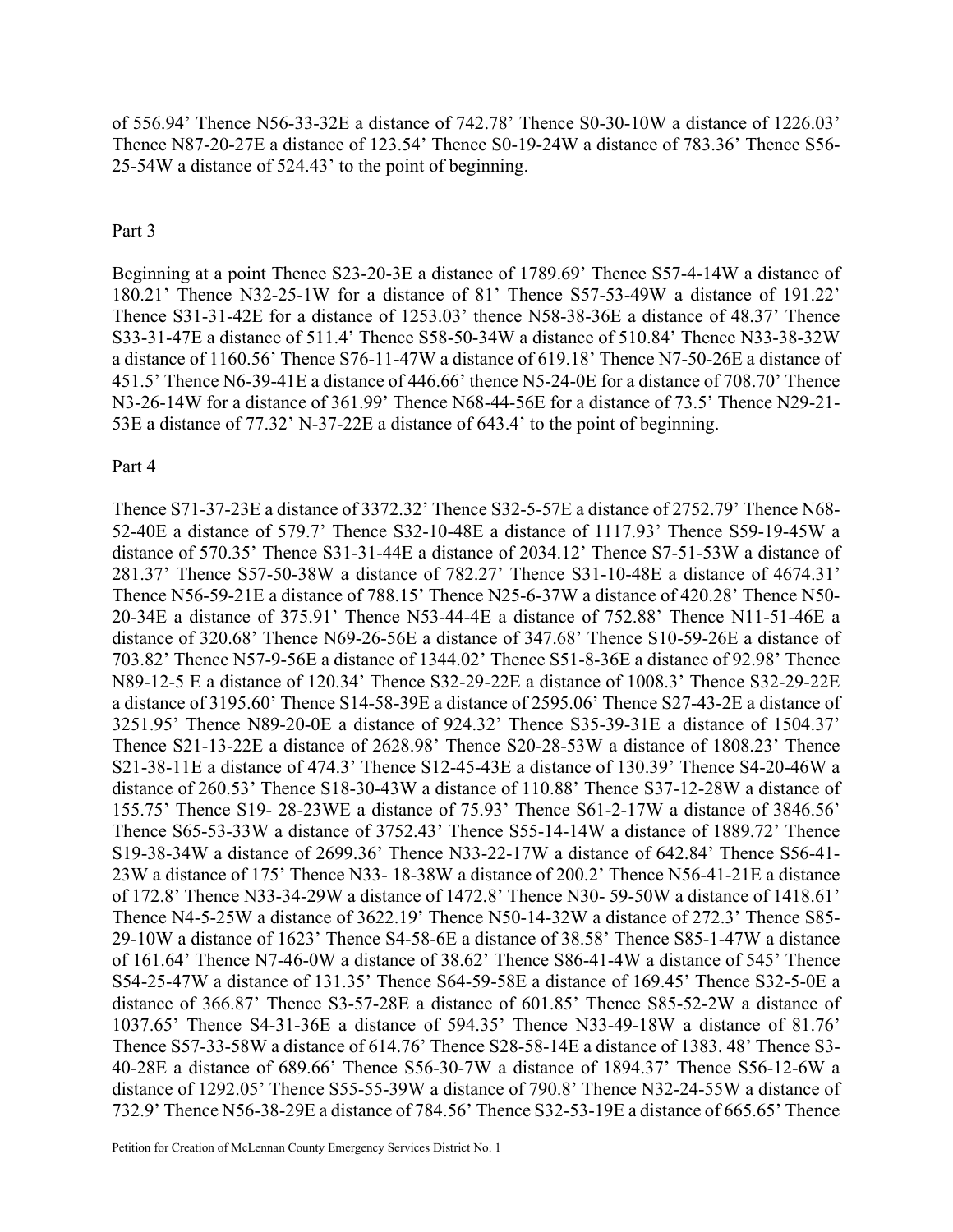of 556.94' Thence N56-33-32E a distance of 742.78' Thence S0-30-10W a distance of 1226.03' Thence N87-20-27E a distance of 123.54' Thence S0-19-24W a distance of 783.36' Thence S56-25-54W a distance of 524.43' to the point of beginning.

Part 3

Beginning at a point Thence S23-20-3E a distance of 1789.69' Thence S57-4-14W a distance of 180.21' Thence N32-25-1W for a distance of 81' Thence S57-53-49W a distance of 191.22' Thence S31-31-42E for a distance of 1253.03' thence N58-38-36E a distance of 48.37' Thence S33-31-47E a distance of 511.4' Thence S58-50-34W a distance of 510.84' Thence N33-38-32W a distance of 1160.56' Thence S76-11-47W a distance of 619.18' Thence N7-50-26E a distance of 451.5' Thence N6-39-41E a distance of 446.66' thence N5-24-0E for a distance of 708.70' Thence N3-26-14W for a distance of 361.99' Thence N68-44-56E for a distance of 73.5' Thence N29-21-53E a distance of 77.32' N-37-22E a distance of 643.4' to the point of beginning.

Part 4

Thence S71-37-23E a distance of 3372.32' Thence S32-5-57E a distance of 2752.79' Thence N68-52-40E a distance of 579.7' Thence S32-10-48E a distance of 1117.93' Thence S59-19-45W a distance of 570.35' Thence S31-31-44E a distance of 2034.12' Thence S7-51-53W a distance of 281.37' Thence S57-50-38W a distance of 782.27' Thence S31-10-48E a distance of 4674.31' Thence N56-59-21E a distance of 788.15' Thence N25-6-37W a distance of 420.28' Thence N50-20-34E a distance of 375.91' Thence N53-44-4E a distance of 752.88' Thence N11-51-46E a distance of 320.68' Thence N69-26-56E a distance of 347.68' Thence S10-59-26E a distance of 703.82' Thence N57-9-56E a distance of 1344.02' Thence S51-8-36E a distance of 92.98' Thence N89-12-5 E a distance of 120.34' Thence S32-29-22E a distance of 1008.3' Thence S32-29-22E a distance of 3195.60' Thence S14-58-39E a distance of 2595.06' Thence S27-43-2E a distance of 3251.95' Thence N89-20-0E a distance of 924.32' Thence S35-39-31E a distance of 1504.37' Thence S21-13-22E a distance of 2628.98' Thence S20-28-53W a distance of 1808.23' Thence S21-38-11E a distance of 474.3' Thence S12-45-43E a distance of 130.39' Thence S4-20-46W a distance of 260.53' Thence S18-30-43W a distance of 110.88' Thence S37-12-28W a distance of 155.75' Thence S19- 28-23WE a distance of 75.93' Thence S61-2-17W a distance of 3846.56' Thence S65-53-33W a distance of 3752.43' Thence S55-14-14W a distance of 1889.72' Thence S19-38-34W a distance of 2699.36' Thence N33-22-17W a distance of 642.84' Thence S56-41-23W a distance of 175' Thence N33- 18-38W a distance of 200.2' Thence N56-41-21E a distance of 172.8' Thence N33-34-29W a distance of 1472.8' Thence N30- 59-50W a distance of 1418.61' Thence N4-5-25W a distance of 3622.19' Thence N50-14-32W a distance of 272.3' Thence S85-29-10W a distance of 1623' Thence S4-58-6E a distance of 38.58' Thence S85-1-47W a distance of 161.64' Thence N7-46-0W a distance of 38.62' Thence S86-41-4W a distance of 545' Thence S54-25-47W a distance of 131.35' Thence S64-59-58E a distance of 169.45' Thence S32-5-0E a distance of 366.87' Thence S3-57-28E a distance of 601.85' Thence S85-52-2W a distance of 1037.65' Thence S4-31-36E a distance of 594.35' Thence N33-49-18W a distance of 81.76' Thence S57-33-58W a distance of 614.76' Thence S28-58-14E a distance of 1383. 48' Thence S3-40-28E a distance of 689.66' Thence S56-30-7W a distance of 1894.37' Thence S56-12-6W a distance of 1292.05' Thence S55-55-39W a distance of 790.8' Thence N32-24-55W a distance of 732.9' Thence N56-38-29E a distance of 784.56' Thence S32-53-19E a distance of 665.65' Thence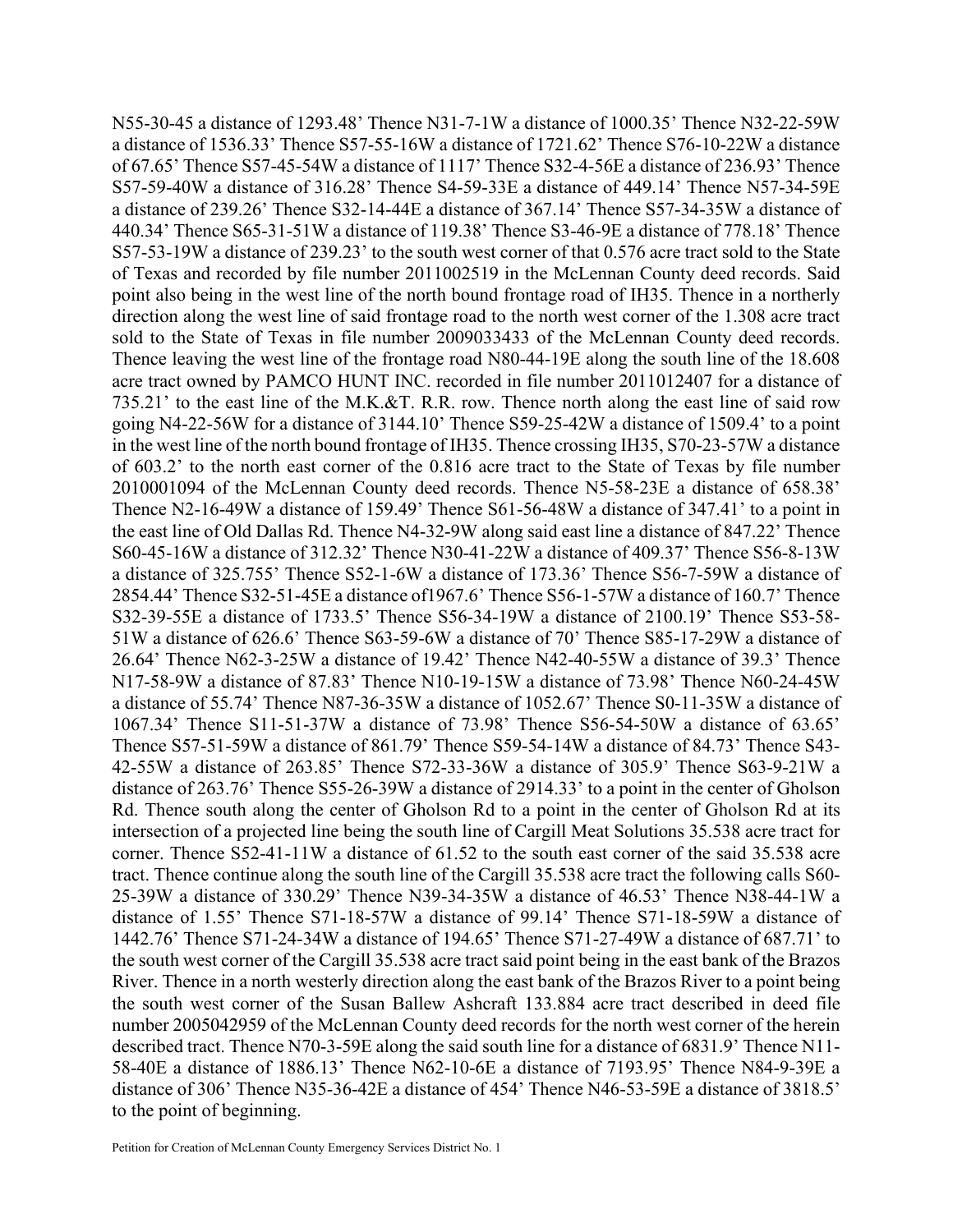N55-30-45 a distance of 1293.48' Thence N31-7-1W a distance of 1000.35' Thence N32-22-59W a distance of 1536.33' Thence S57-55-16W a distance of 1721.62' Thence S76-10-22W a distance of 67.65' Thence S57-45-54W a distance of 1117' Thence S32-4-56E a distance of 236.93' Thence S57-59-40W a distance of 316.28' Thence S4-59-33E a distance of 449.14' Thence N57-34-59E a distance of 239.26' Thence S32-14-44E a distance of 367.14' Thence S57-34-35W a distance of 440.34' Thence S65-31-51W a distance of 119.38' Thence S3-46-9E a distance of 778.18' Thence S57-53-19W a distance of 239.23' to the south west corner of that 0.576 acre tract sold to the State of Texas and recorded by file number 2011002519 in the McLennan County deed records. Said point also being in the west line of the north bound frontage road of IH35. Thence in a northerly direction along the west line of said frontage road to the north west corner of the 1.308 acre tract sold to the State of Texas in file number 2009033433 of the McLennan County deed records. Thence leaving the west line of the frontage road N80-44-19E along the south line of the 18.608 acre tract owned by PAMCO HUNT INC. recorded in file number 2011012407 for a distance of 735.21' to the east line of the M.K.&T. R.R. row. Thence north along the east line of said row going N4-22-56W for a distance of 3144.10' Thence S59-25-42W a distance of 1509.4' to a point in the west line of the north bound frontage of IH35. Thence crossing IH35, S70-23-57W a distance of 603.2' to the north east corner of the 0.816 acre tract to the State of Texas by file number 2010001094 of the McLennan County deed records. Thence N5-58-23E a distance of 658.38' Thence N2-16-49W a distance of 159.49' Thence S61-56-48W a distance of 347.41' to a point in the east line of Old Dallas Rd. Thence N4-32-9W along said east line a distance of 847.22' Thence S60-45-16W a distance of 312.32' Thence N30-41-22W a distance of 409.37' Thence S56-8-13W a distance of 325.755' Thence S52-1-6W a distance of 173.36' Thence S56-7-59W a distance of 2854.44' Thence S32-51-45E a distance of1967.6' Thence S56-1-57W a distance of 160.7' Thence S32-39-55E a distance of 1733.5' Thence S56-34-19W a distance of 2100.19' Thence S53-58-51W a distance of 626.6' Thence S63-59-6W a distance of 70' Thence S85-17-29W a distance of 26.64' Thence N62-3-25W a distance of 19.42' Thence N42-40-55W a distance of 39.3' Thence N17-58-9W a distance of 87.83' Thence N10-19-15W a distance of 73.98' Thence N60-24-45W a distance of 55.74' Thence N87-36-35W a distance of 1052.67' Thence S0-11-35W a distance of 1067.34' Thence S11-51-37W a distance of 73.98' Thence S56-54-50W a distance of 63.65' Thence S57-51-59W a distance of 861.79' Thence S59-54-14W a distance of 84.73' Thence S43-42-55W a distance of 263.85' Thence S72-33-36W a distance of 305.9' Thence S63-9-21W a distance of 263.76' Thence S55-26-39W a distance of 2914.33' to a point in the center of Gholson Rd. Thence south along the center of Gholson Rd to a point in the center of Gholson Rd at its intersection of a projected line being the south line of Cargill Meat Solutions 35.538 acre tract for corner. Thence S52-41-11W a distance of 61.52 to the south east corner of the said 35.538 acre tract. Thence continue along the south line of the Cargill 35.538 acre tract the following calls S60-25-39W a distance of 330.29' Thence N39-34-35W a distance of 46.53' Thence N38-44-1W a distance of 1.55' Thence S71-18-57W a distance of 99.14' Thence S71-18-59W a distance of 1442.76' Thence S71-24-34W a distance of 194.65' Thence S71-27-49W a distance of 687.71' to the south west corner of the Cargill 35.538 acre tract said point being in the east bank of the Brazos River. Thence in a north westerly direction along the east bank of the Brazos River to a point being the south west corner of the Susan Ballew Ashcraft 133.884 acre tract described in deed file number 2005042959 of the McLennan County deed records for the north west corner of the herein described tract. Thence N70-3-59E along the said south line for a distance of 6831.9' Thence N11-58-40E a distance of 1886.13' Thence N62-10-6E a distance of 7193.95' Thence N84-9-39E a distance of 306' Thence N35-36-42E a distance of 454' Thence N46-53-59E a distance of 3818.5' to the point of beginning.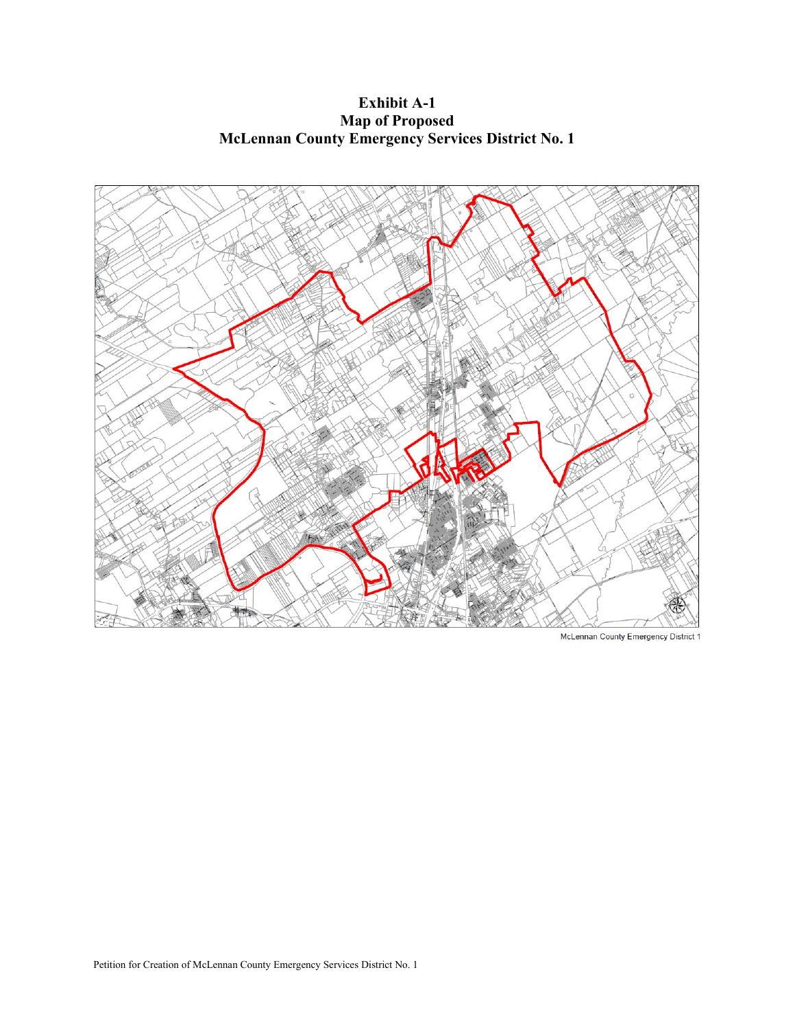**Exhibit A-1**
**Map of Proposed**
**McLennan County Emergency Services District No. 1**

McLennan County Emergency District 1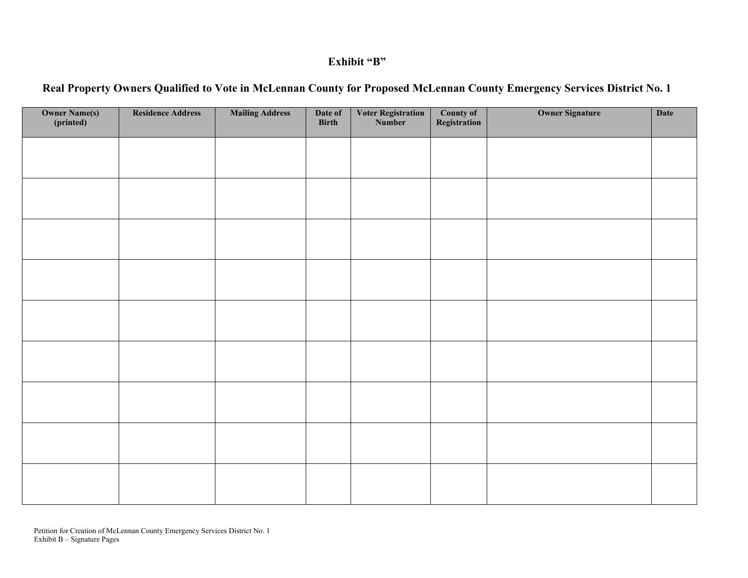# Exhibit "B"

## Real Property Owners Qualified to Vote in McLennan County for Proposed McLennan County Emergency Services District No. 1

| Owner Name(s) (printed) | Residence Address | Mailing Address | Date of Birth | Voter Registration Number | County of Registration | Owner Signature | Date |
|---|---|---|---|---|---|---|---|
| | | | | | | | |
| | | | | | | | |
| | | | | | | | |
| | | | | | | | |
| | | | | | | | |
| | | | | | | | |
| | | | | | | | |
| | | | | | | | |
| | | | | | | | |

Petition for Creation of McLennan County Emergency Services District No. 1
Exhibit B – Signature Pages